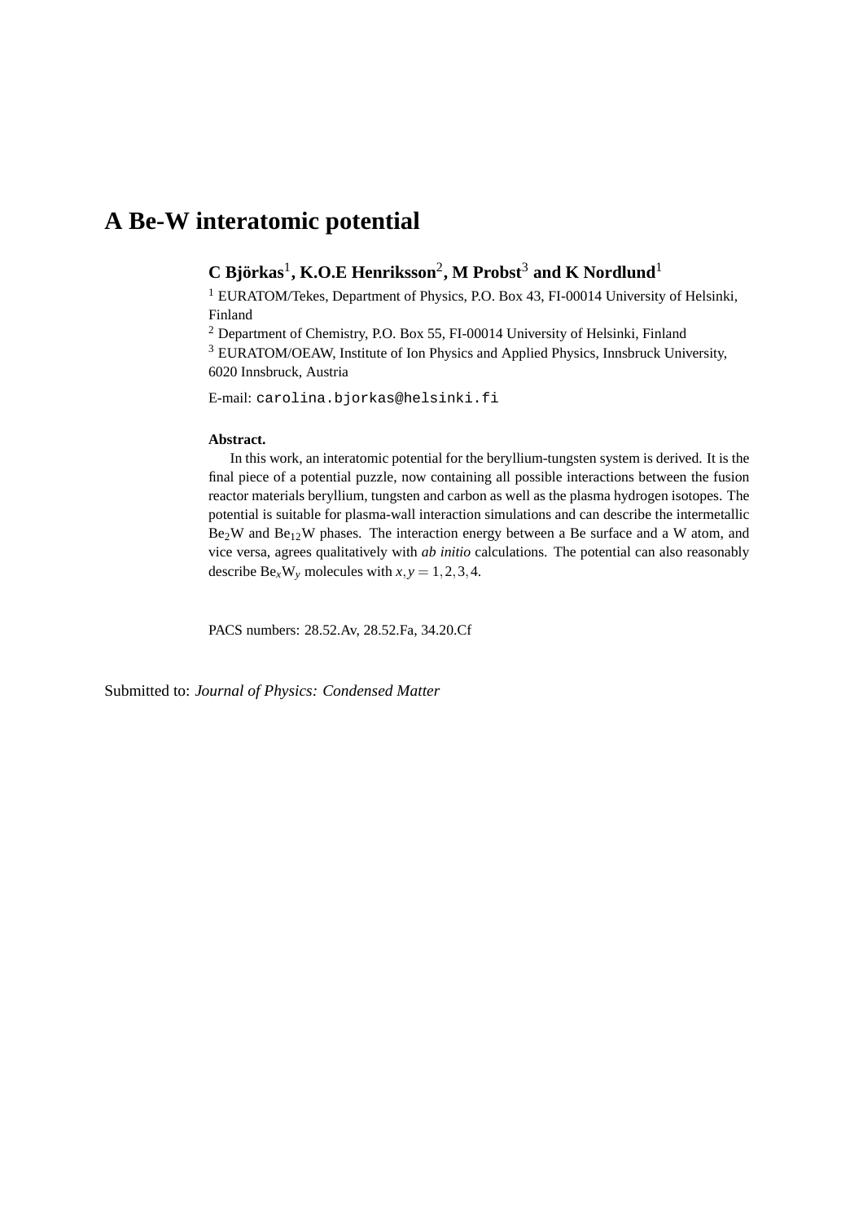# A Be-W interatomic potential

**C Björkas[1], K.O.E Henriksson[2], M Probst[3] and K Nordlund[1]**

[1] EURATOM/Tekes, Department of Physics, P.O. Box 43, FI-00014 University of Helsinki, Finland

[2] Department of Chemistry, P.O. Box 55, FI-00014 University of Helsinki, Finland

[3] EURATOM/OEAW, Institute of Ion Physics and Applied Physics, Innsbruck University, 6020 Innsbruck, Austria

E-mail: carolina.bjorkas@helsinki.fi

**Abstract.**

In this work, an interatomic potential for the beryllium-tungsten system is derived. It is the final piece of a potential puzzle, now containing all possible interactions between the fusion reactor materials beryllium, tungsten and carbon as well as the plasma hydrogen isotopes. The potential is suitable for plasma-wall interaction simulations and can describe the intermetallic $Be_2W$ and $Be_{12}W$ phases. The interaction energy between a Be surface and a W atom, and vice versa, agrees qualitatively with *ab initio* calculations. The potential can also reasonably describe $Be_xW_y$ molecules with $x, y = 1, 2, 3, 4$.

PACS numbers: 28.52.Av, 28.52.Fa, 34.20.Cf

Submitted to: *Journal of Physics: Condensed Matter*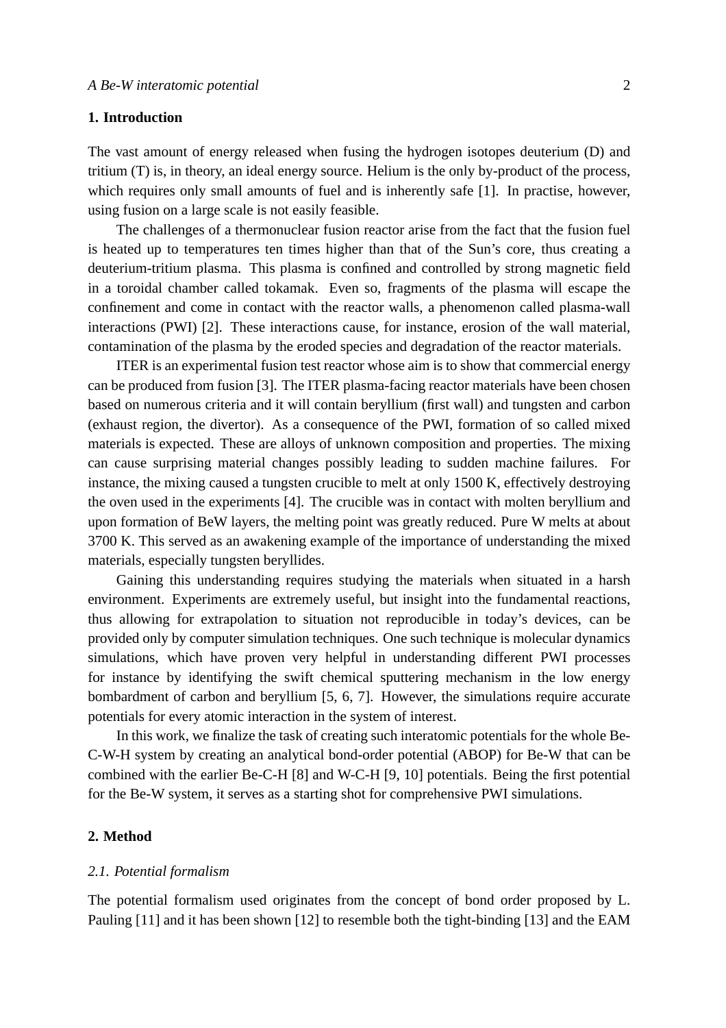## 1. Introduction

The vast amount of energy released when fusing the hydrogen isotopes deuterium (D) and tritium (T) is, in theory, an ideal energy source. Helium is the only by-product of the process, which requires only small amounts of fuel and is inherently safe [1]. In practise, however, using fusion on a large scale is not easily feasible.

The challenges of a thermonuclear fusion reactor arise from the fact that the fusion fuel is heated up to temperatures ten times higher than that of the Sun's core, thus creating a deuterium-tritium plasma. This plasma is confined and controlled by strong magnetic field in a toroidal chamber called tokamak. Even so, fragments of the plasma will escape the confinement and come in contact with the reactor walls, a phenomenon called plasma-wall interactions (PWI) [2]. These interactions cause, for instance, erosion of the wall material, contamination of the plasma by the eroded species and degradation of the reactor materials.

ITER is an experimental fusion test reactor whose aim is to show that commercial energy can be produced from fusion [3]. The ITER plasma-facing reactor materials have been chosen based on numerous criteria and it will contain beryllium (first wall) and tungsten and carbon (exhaust region, the divertor). As a consequence of the PWI, formation of so called mixed materials is expected. These are alloys of unknown composition and properties. The mixing can cause surprising material changes possibly leading to sudden machine failures. For instance, the mixing caused a tungsten crucible to melt at only 1500 K, effectively destroying the oven used in the experiments [4]. The crucible was in contact with molten beryllium and upon formation of BeW layers, the melting point was greatly reduced. Pure W melts at about 3700 K. This served as an awakening example of the importance of understanding the mixed materials, especially tungsten beryllides.

Gaining this understanding requires studying the materials when situated in a harsh environment. Experiments are extremely useful, but insight into the fundamental reactions, thus allowing for extrapolation to situation not reproducible in today's devices, can be provided only by computer simulation techniques. One such technique is molecular dynamics simulations, which have proven very helpful in understanding different PWI processes for instance by identifying the swift chemical sputtering mechanism in the low energy bombardment of carbon and beryllium [5, 6, 7]. However, the simulations require accurate potentials for every atomic interaction in the system of interest.

In this work, we finalize the task of creating such interatomic potentials for the whole Be-C-W-H system by creating an analytical bond-order potential (ABOP) for Be-W that can be combined with the earlier Be-C-H [8] and W-C-H [9, 10] potentials. Being the first potential for the Be-W system, it serves as a starting shot for comprehensive PWI simulations.

## 2. Method

### *2.1. Potential formalism*

The potential formalism used originates from the concept of bond order proposed by L. Pauling [11] and it has been shown [12] to resemble both the tight-binding [13] and the EAM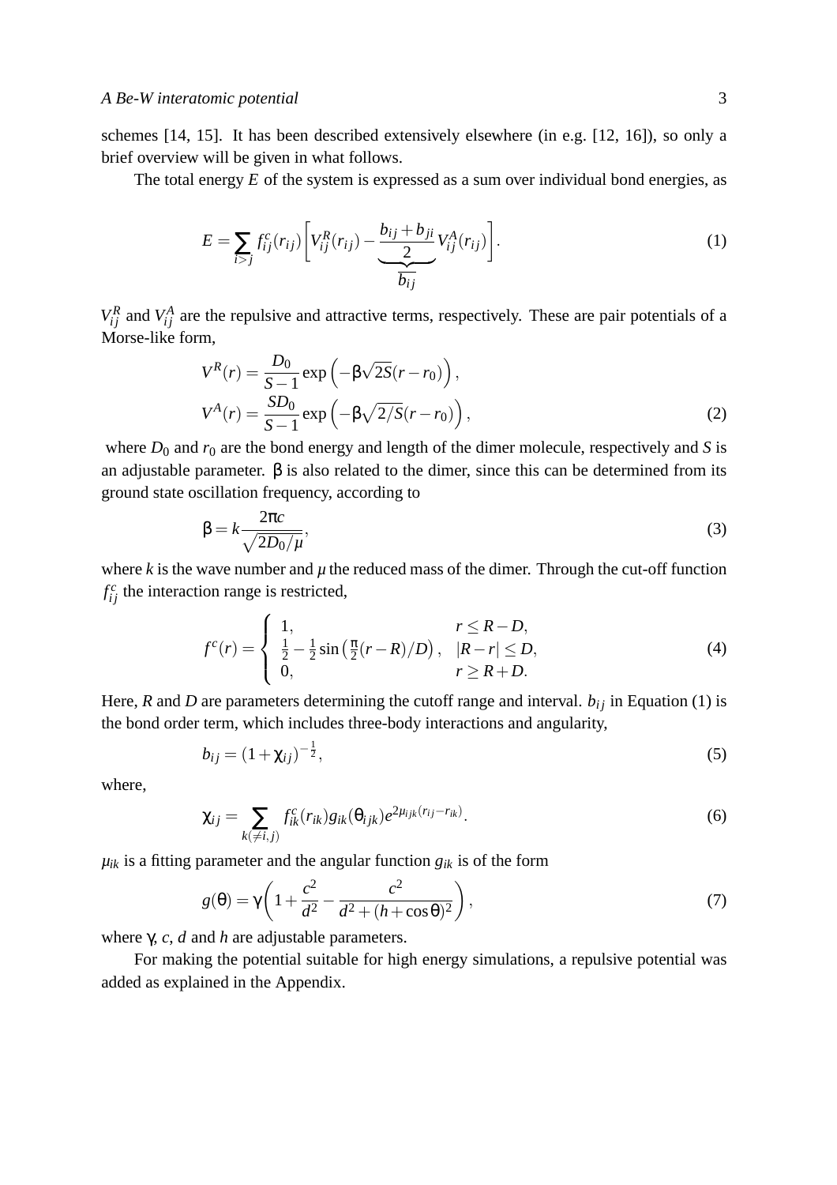schemes [14, 15]. It has been described extensively elsewhere (in e.g. [12, 16]), so only a brief overview will be given in what follows.

The total energy $E$ of the system is expressed as a sum over individual bond energies, as

$$E = \sum_{i>j} f_{ij}^{c}(r_{ij}) \left[ V_{ij}^{R}(r_{ij}) - \underbrace{\frac{b_{ij} + b_{ji}}{2}}_{\overline{b_{ij}}} V_{ij}^{A}(r_{ij}) \right]. \tag{1}$$

$V_{ij}^{R}$ and $V_{ij}^{A}$ are the repulsive and attractive terms, respectively. These are pair potentials of a Morse-like form,

$$\begin{aligned} V^{R}(r) &= \frac{D_0}{S-1} \exp\left( -\beta \sqrt{2S}(r - r_0) \right), \\ V^{A}(r) &= \frac{SD_0}{S-1} \exp\left( -\beta \sqrt{2/S}(r - r_0) \right), \end{aligned} \tag{2}$$

where $D_0$ and $r_0$ are the bond energy and length of the dimer molecule, respectively and $S$ is an adjustable parameter. $\beta$ is also related to the dimer, since this can be determined from its ground state oscillation frequency, according to

$$\beta = k \frac{2\pi c}{\sqrt{2D_0/\mu}}, \tag{3}$$

where $k$ is the wave number and $\mu$ the reduced mass of the dimer. Through the cut-off function $f_{ij}^{c}$ the interaction range is restricted,

$$f^{c}(r) = \begin{cases} 1, & r \leq R - D, \\ \frac{1}{2} - \frac{1}{2}\sin\left( \frac{\pi}{2}(r - R)/D \right), & |R - r| \leq D, \\ 0, & r \geq R + D. \end{cases} \tag{4}$$

Here, $R$ and $D$ are parameters determining the cutoff range and interval. $b_{ij}$ in Equation (1) is the bond order term, which includes three-body interactions and angularity,

$$b_{ij} = (1 + \chi_{ij})^{-\frac{1}{2}}, \tag{5}$$

where,

$$\chi_{ij} = \sum_{k(\neq i,j)} f_{ik}^{c}(r_{ik}) g_{ik}(\theta_{ijk}) e^{2\mu_{ijk}(r_{ij} - r_{ik})}. \tag{6}$$

$\mu_{ik}$ is a fitting parameter and the angular function $g_{ik}$ is of the form

$$g(\theta) = \gamma \left( 1 + \frac{c^2}{d^2} - \frac{c^2}{d^2 + (h + \cos\theta)^2} \right), \tag{7}$$

where $\gamma$, $c$, $d$ and $h$ are adjustable parameters.

For making the potential suitable for high energy simulations, a repulsive potential was added as explained in the Appendix.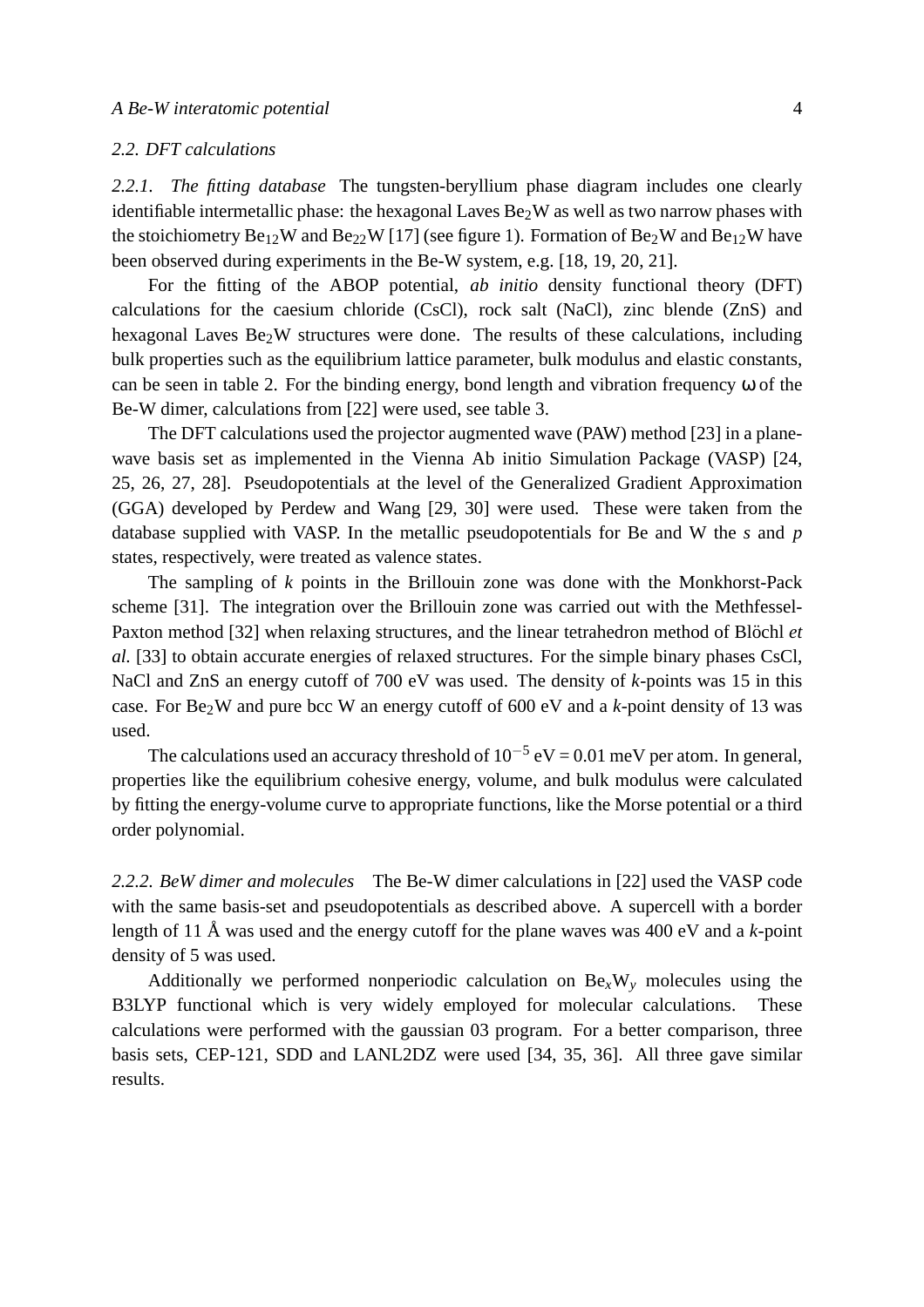### 2.2. DFT calculations

*2.2.1. The fitting database* The tungsten-beryllium phase diagram includes one clearly identifiable intermetallic phase: the hexagonal Laves $Be_2W$ as well as two narrow phases with the stoichiometry $Be_{12}W$ and $Be_{22}W$ [17] (see figure 1). Formation of $Be_2W$ and $Be_{12}W$ have been observed during experiments in the Be-W system, e.g. [18, 19, 20, 21].

For the fitting of the ABOP potential, *ab initio* density functional theory (DFT) calculations for the caesium chloride (CsCl), rock salt (NaCl), zinc blende (ZnS) and hexagonal Laves $Be_2W$ structures were done. The results of these calculations, including bulk properties such as the equilibrium lattice parameter, bulk modulus and elastic constants, can be seen in table 2. For the binding energy, bond length and vibration frequency $\omega$ of the Be-W dimer, calculations from [22] were used, see table 3.

The DFT calculations used the projector augmented wave (PAW) method [23] in a plane-wave basis set as implemented in the Vienna Ab initio Simulation Package (VASP) [24, 25, 26, 27, 28]. Pseudopotentials at the level of the Generalized Gradient Approximation (GGA) developed by Perdew and Wang [29, 30] were used. These were taken from the database supplied with VASP. In the metallic pseudopotentials for Be and W the *s* and *p* states, respectively, were treated as valence states.

The sampling of *k* points in the Brillouin zone was done with the Monkhorst-Pack scheme [31]. The integration over the Brillouin zone was carried out with the Methfessel-Paxton method [32] when relaxing structures, and the linear tetrahedron method of Blöchl *et al.* [33] to obtain accurate energies of relaxed structures. For the simple binary phases CsCl, NaCl and ZnS an energy cutoff of 700 eV was used. The density of *k*-points was 15 in this case. For $Be_2W$ and pure bcc W an energy cutoff of 600 eV and a *k*-point density of 13 was used.

The calculations used an accuracy threshold of $10^{-5}$ eV = 0.01 meV per atom. In general, properties like the equilibrium cohesive energy, volume, and bulk modulus were calculated by fitting the energy-volume curve to appropriate functions, like the Morse potential or a third order polynomial.

*2.2.2. BeW dimer and molecules* The Be-W dimer calculations in [22] used the VASP code with the same basis-set and pseudopotentials as described above. A supercell with a border length of 11 Å was used and the energy cutoff for the plane waves was 400 eV and a *k*-point density of 5 was used.

Additionally we performed nonperiodic calculation on $Be_xW_y$ molecules using the B3LYP functional which is very widely employed for molecular calculations. These calculations were performed with the gaussian 03 program. For a better comparison, three basis sets, CEP-121, SDD and LANL2DZ were used [34, 35, 36]. All three gave similar results.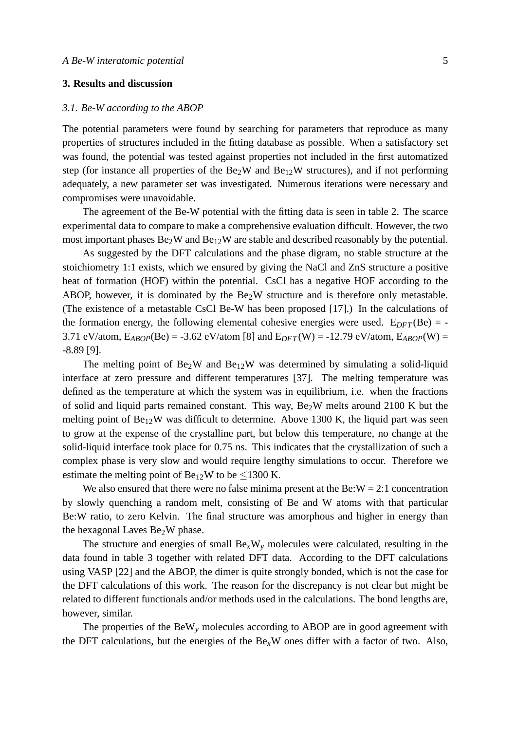## 3. Results and discussion

### 3.1. Be-W according to the ABOP

The potential parameters were found by searching for parameters that reproduce as many properties of structures included in the fitting database as possible. When a satisfactory set was found, the potential was tested against properties not included in the first automatized step (for instance all properties of the $Be_2W$ and $Be_{12}W$ structures), and if not performing adequately, a new parameter set was investigated. Numerous iterations were necessary and compromises were unavoidable.

The agreement of the Be-W potential with the fitting data is seen in table 2. The scarce experimental data to compare to make a comprehensive evaluation difficult. However, the two most important phases $Be_2W$ and $Be_{12}W$ are stable and described reasonably by the potential.

As suggested by the DFT calculations and the phase digram, no stable structure at the stoichiometry 1:1 exists, which we ensured by giving the NaCl and ZnS structure a positive heat of formation (HOF) within the potential. CsCl has a negative HOF according to the ABOP, however, it is dominated by the $Be_2W$ structure and is therefore only metastable. (The existence of a metastable CsCl Be-W has been proposed [17].) In the calculations of the formation energy, the following elemental cohesive energies were used. $E_{DFT}$(Be) = -3.71 eV/atom, $E_{ABOP}$(Be) = -3.62 eV/atom [8] and $E_{DFT}$(W) = -12.79 eV/atom, $E_{ABOP}$(W) = -8.89 [9].

The melting point of $Be_2W$ and $Be_{12}W$ was determined by simulating a solid-liquid interface at zero pressure and different temperatures [37]. The melting temperature was defined as the temperature at which the system was in equilibrium, i.e. when the fractions of solid and liquid parts remained constant. This way, $Be_2W$ melts around 2100 K but the melting point of $Be_{12}W$ was difficult to determine. Above 1300 K, the liquid part was seen to grow at the expense of the crystalline part, but below this temperature, no change at the solid-liquid interface took place for 0.75 ns. This indicates that the crystallization of such a complex phase is very slow and would require lengthy simulations to occur. Therefore we estimate the melting point of $Be_{12}W$ to be $\leq$1300 K.

We also ensured that there were no false minima present at the Be:W = 2:1 concentration by slowly quenching a random melt, consisting of Be and W atoms with that particular Be:W ratio, to zero Kelvin. The final structure was amorphous and higher in energy than the hexagonal Laves $Be_2W$ phase.

The structure and energies of small $Be_xW_y$ molecules were calculated, resulting in the data found in table 3 together with related DFT data. According to the DFT calculations using VASP [22] and the ABOP, the dimer is quite strongly bonded, which is not the case for the DFT calculations of this work. The reason for the discrepancy is not clear but might be related to different functionals and/or methods used in the calculations. The bond lengths are, however, similar.

The properties of the $BeW_y$ molecules according to ABOP are in good agreement with the DFT calculations, but the energies of the $Be_xW$ ones differ with a factor of two. Also,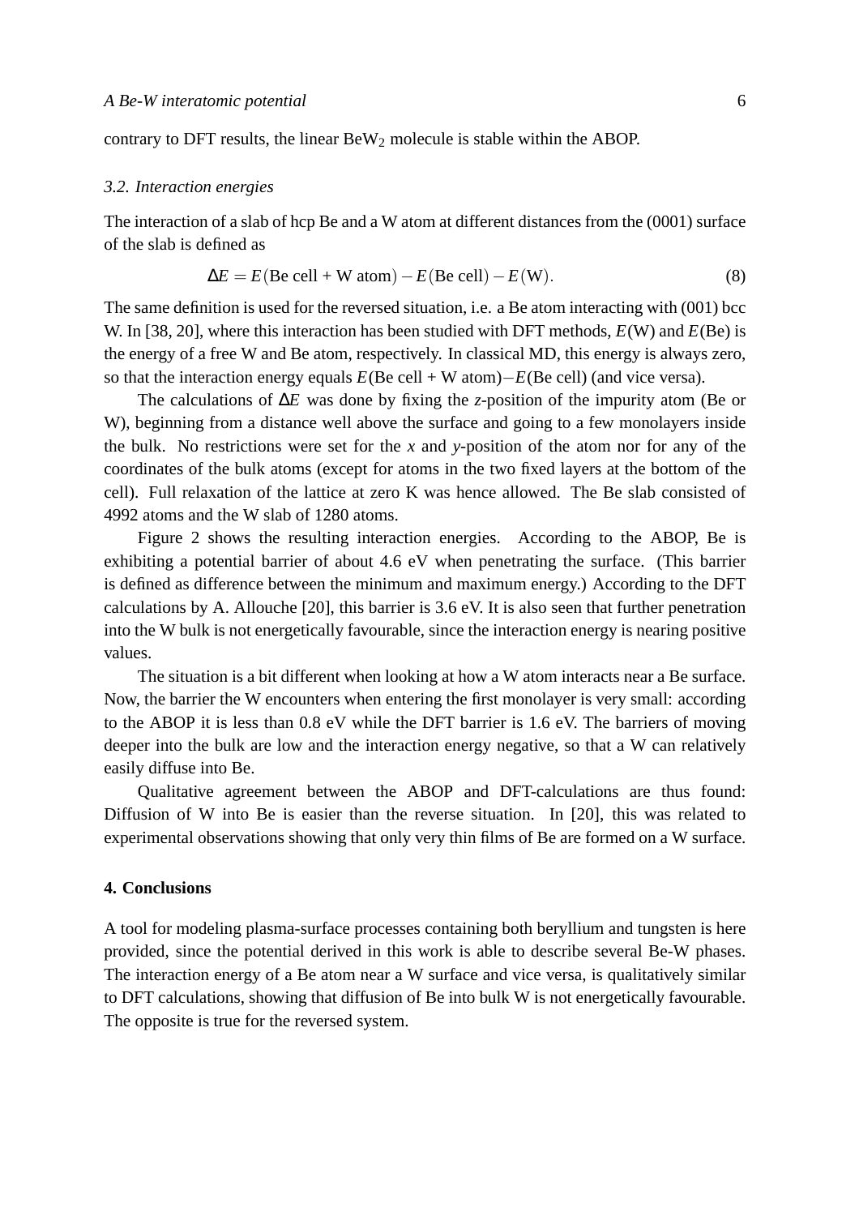contrary to DFT results, the linear $BeW_2$ molecule is stable within the ABOP.

### 3.2. Interaction energies

The interaction of a slab of hcp Be and a W atom at different distances from the (0001) surface of the slab is defined as

$$\Delta E = E(\text{Be cell + W atom}) - E(\text{Be cell}) - E(\text{W}). \tag{8}$$

The same definition is used for the reversed situation, i.e. a Be atom interacting with (001) bcc W. In [38, 20], where this interaction has been studied with DFT methods, $E(\text{W})$ and $E(\text{Be})$ is the energy of a free W and Be atom, respectively. In classical MD, this energy is always zero, so that the interaction energy equals $E(\text{Be cell + W atom}) - E(\text{Be cell})$ (and vice versa).

The calculations of $\Delta E$ was done by fixing the $z$-position of the impurity atom (Be or W), beginning from a distance well above the surface and going to a few monolayers inside the bulk. No restrictions were set for the $x$ and $y$-position of the atom nor for any of the coordinates of the bulk atoms (except for atoms in the two fixed layers at the bottom of the cell). Full relaxation of the lattice at zero K was hence allowed. The Be slab consisted of 4992 atoms and the W slab of 1280 atoms.

Figure 2 shows the resulting interaction energies. According to the ABOP, Be is exhibiting a potential barrier of about 4.6 eV when penetrating the surface. (This barrier is defined as difference between the minimum and maximum energy.) According to the DFT calculations by A. Allouche [20], this barrier is 3.6 eV. It is also seen that further penetration into the W bulk is not energetically favourable, since the interaction energy is nearing positive values.

The situation is a bit different when looking at how a W atom interacts near a Be surface. Now, the barrier the W encounters when entering the first monolayer is very small: according to the ABOP it is less than 0.8 eV while the DFT barrier is 1.6 eV. The barriers of moving deeper into the bulk are low and the interaction energy negative, so that a W can relatively easily diffuse into Be.

Qualitative agreement between the ABOP and DFT-calculations are thus found: Diffusion of W into Be is easier than the reverse situation. In [20], this was related to experimental observations showing that only very thin films of Be are formed on a W surface.

## 4. Conclusions

A tool for modeling plasma-surface processes containing both beryllium and tungsten is here provided, since the potential derived in this work is able to describe several Be-W phases. The interaction energy of a Be atom near a W surface and vice versa, is qualitatively similar to DFT calculations, showing that diffusion of Be into bulk W is not energetically favourable. The opposite is true for the reversed system.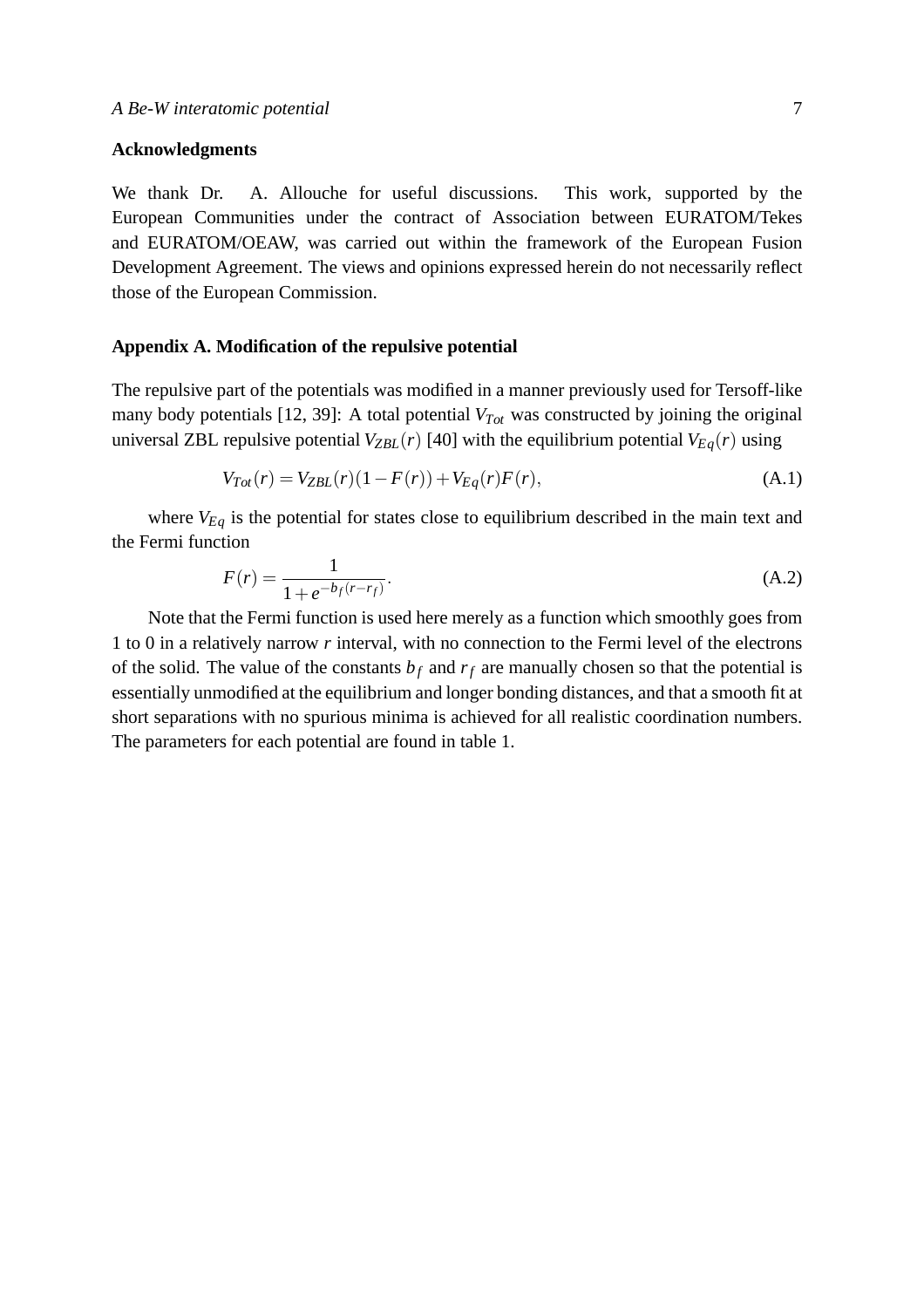## Acknowledgments

We thank Dr. A. Allouche for useful discussions. This work, supported by the European Communities under the contract of Association between EURATOM/Tekes and EURATOM/OEAW, was carried out within the framework of the European Fusion Development Agreement. The views and opinions expressed herein do not necessarily reflect those of the European Commission.

## Appendix A. Modification of the repulsive potential

The repulsive part of the potentials was modified in a manner previously used for Tersoff-like many body potentials [12, 39]: A total potential $V_{Tot}$ was constructed by joining the original universal ZBL repulsive potential $V_{ZBL}(r)$ [40] with the equilibrium potential $V_{Eq}(r)$ using

$$V_{Tot}(r) = V_{ZBL}(r)(1 - F(r)) + V_{Eq}(r)F(r), \tag{A.1}$$

where $V_{Eq}$ is the potential for states close to equilibrium described in the main text and the Fermi function

$$F(r) = \frac{1}{1 + e^{-b_f(r - r_f)}}. \tag{A.2}$$

Note that the Fermi function is used here merely as a function which smoothly goes from 1 to 0 in a relatively narrow $r$ interval, with no connection to the Fermi level of the electrons of the solid. The value of the constants $b_f$ and $r_f$ are manually chosen so that the potential is essentially unmodified at the equilibrium and longer bonding distances, and that a smooth fit at short separations with no spurious minima is achieved for all realistic coordination numbers. The parameters for each potential are found in table 1.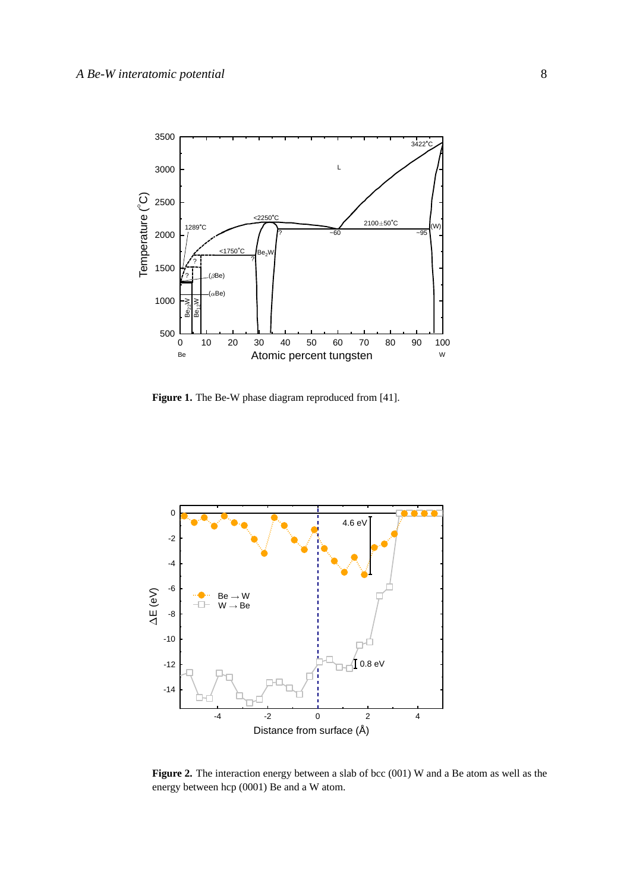**Figure 1.** The Be-W phase diagram reproduced from [41].

**Figure 2.** The interaction energy between a slab of bcc (001) W and a Be atom as well as the energy between hcp (0001) Be and a W atom.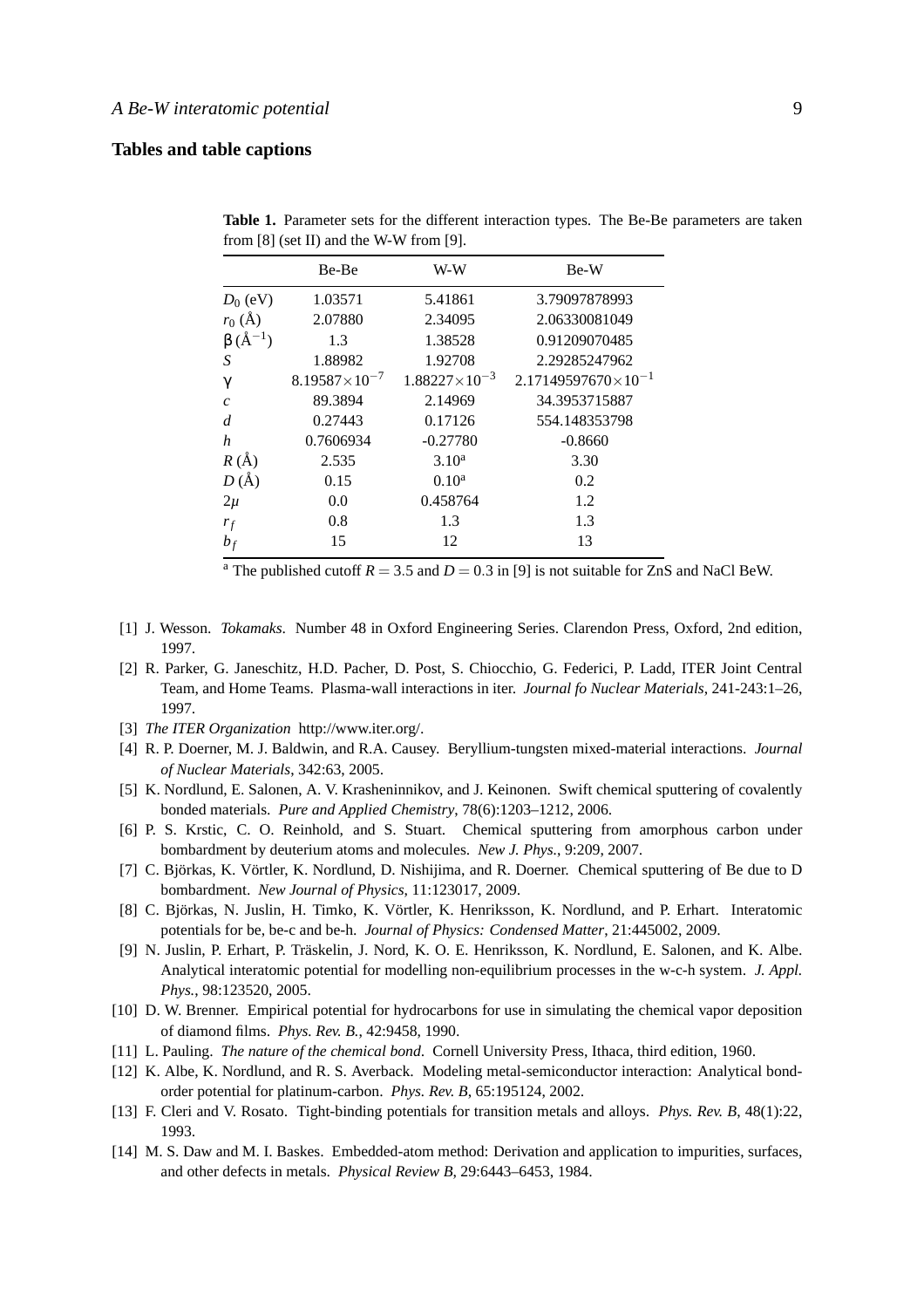## Tables and table captions

**Table 1.** Parameter sets for the different interaction types. The Be-Be parameters are taken from [8] (set II) and the W-W from [9].

| | Be-Be | W-W | Be-W |
|---|---|---|---|
| $D_0$ (eV) | 1.03571 | 5.41861 | 3.79097878993 |
| $r_0$ (Å) | 2.07880 | 2.34095 | 2.06330081049 |
| $\beta$ (Å$^{-1}$) | 1.3 | 1.38528 | 0.91209070485 |
| $S$ | 1.88982 | 1.92708 | 2.29285247962 |
| $\gamma$ | $8.19587\times10^{-7}$ | $1.88227\times10^{-3}$ | $2.17149597670\times10^{-1}$ |
| $c$ | 89.3894 | 2.14969 | 34.3953715887 |
| $d$ | 0.27443 | 0.17126 | 554.148353798 |
| $h$ | 0.7606934 | -0.27780 | -0.8660 |
| $R$ (Å) | 2.535 | 3.10[a] | 3.30 |
| $D$ (Å) | 0.15 | 0.10[a] | 0.2 |
| $2\mu$ | 0.0 | 0.458764 | 1.2 |
| $r_f$ | 0.8 | 1.3 | 1.3 |
| $b_f$ | 15 | 12 | 13 |

[a] The published cutoff $R = 3.5$ and $D = 0.3$ in [9] is not suitable for ZnS and NaCl BeW.

[1] J. Wesson. *Tokamaks*. Number 48 in Oxford Engineering Series. Clarendon Press, Oxford, 2nd edition, 1997.

[2] R. Parker, G. Janeschitz, H.D. Pacher, D. Post, S. Chiocchio, G. Federici, P. Ladd, ITER Joint Central Team, and Home Teams. Plasma-wall interactions in iter. *Journal fo Nuclear Materials*, 241-243:1–26, 1997.

[3] *The ITER Organization* http://www.iter.org/.

[4] R. P. Doerner, M. J. Baldwin, and R.A. Causey. Beryllium-tungsten mixed-material interactions. *Journal of Nuclear Materials*, 342:63, 2005.

[5] K. Nordlund, E. Salonen, A. V. Krasheninnikov, and J. Keinonen. Swift chemical sputtering of covalently bonded materials. *Pure and Applied Chemistry*, 78(6):1203–1212, 2006.

[6] P. S. Krstic, C. O. Reinhold, and S. Stuart. Chemical sputtering from amorphous carbon under bombardment by deuterium atoms and molecules. *New J. Phys.*, 9:209, 2007.

[7] C. Björkas, K. Vörtler, K. Nordlund, D. Nishijima, and R. Doerner. Chemical sputtering of Be due to D bombardment. *New Journal of Physics*, 11:123017, 2009.

[8] C. Björkas, N. Juslin, H. Timko, K. Vörtler, K. Henriksson, K. Nordlund, and P. Erhart. Interatomic potentials for be, be-c and be-h. *Journal of Physics: Condensed Matter*, 21:445002, 2009.

[9] N. Juslin, P. Erhart, P. Träskelin, J. Nord, K. O. E. Henriksson, K. Nordlund, E. Salonen, and K. Albe. Analytical interatomic potential for modelling non-equilibrium processes in the w-c-h system. *J. Appl. Phys.*, 98:123520, 2005.

[10] D. W. Brenner. Empirical potential for hydrocarbons for use in simulating the chemical vapor deposition of diamond films. *Phys. Rev. B.*, 42:9458, 1990.

[11] L. Pauling. *The nature of the chemical bond*. Cornell University Press, Ithaca, third edition, 1960.

[12] K. Albe, K. Nordlund, and R. S. Averback. Modeling metal-semiconductor interaction: Analytical bond-order potential for platinum-carbon. *Phys. Rev. B*, 65:195124, 2002.

[13] F. Cleri and V. Rosato. Tight-binding potentials for transition metals and alloys. *Phys. Rev. B*, 48(1):22, 1993.

[14] M. S. Daw and M. I. Baskes. Embedded-atom method: Derivation and application to impurities, surfaces, and other defects in metals. *Physical Review B*, 29:6443–6453, 1984.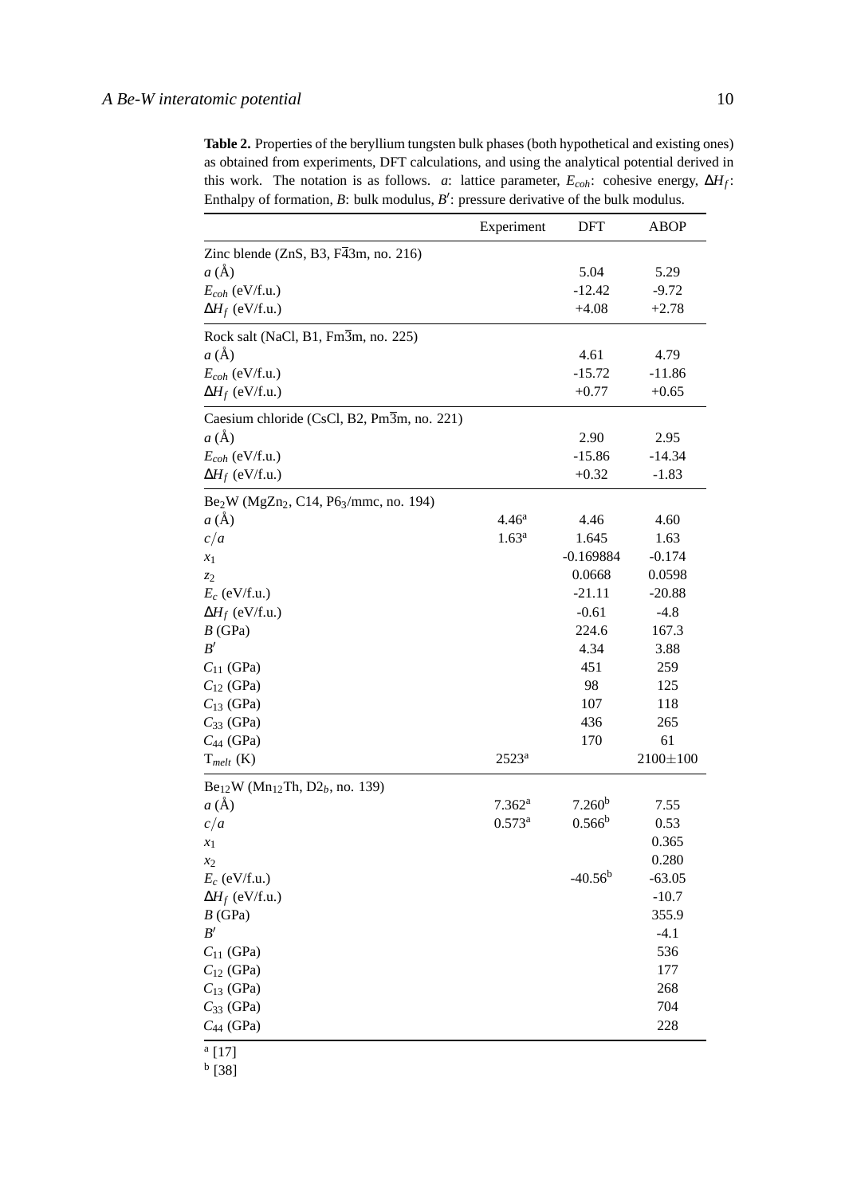**Table 2.** Properties of the beryllium tungsten bulk phases (both hypothetical and existing ones) as obtained from experiments, DFT calculations, and using the analytical potential derived in this work. The notation is as follows. $a$: lattice parameter, $E_{coh}$: cohesive energy, $\Delta H_f$: Enthalpy of formation, $B$: bulk modulus, $B'$: pressure derivative of the bulk modulus.

| | Experiment | DFT | ABOP |
|---|---|---|---|
| Zinc blende (ZnS, B3, F$\overline{4}$3m, no. 216) | | | |
| $a$ (Å) | | 5.04 | 5.29 |
| $E_{coh}$ (eV/f.u.) | | -12.42 | -9.72 |
| $\Delta H_f$ (eV/f.u.) | | +4.08 | +2.78 |
| Rock salt (NaCl, B1, Fm$\overline{3}$m, no. 225) | | | |
| $a$ (Å) | | 4.61 | 4.79 |
| $E_{coh}$ (eV/f.u.) | | -15.72 | -11.86 |
| $\Delta H_f$ (eV/f.u.) | | +0.77 | +0.65 |
| Caesium chloride (CsCl, B2, Pm$\overline{3}$m, no. 221) | | | |
| $a$ (Å) | | 2.90 | 2.95 |
| $E_{coh}$ (eV/f.u.) | | -15.86 | -14.34 |
| $\Delta H_f$ (eV/f.u.) | | +0.32 | -1.83 |
| $Be_2W$ ($MgZn_2$, C14, $P6_3/mmc$, no. 194) | | | |
| $a$ (Å) | 4.46[a] | 4.46 | 4.60 |
| $c/a$ | 1.63[a] | 1.645 | 1.63 |
| $x_1$ | | -0.169884 | -0.174 |
| $z_2$ | | 0.0668 | 0.0598 |
| $E_c$ (eV/f.u.) | | -21.11 | -20.88 |
| $\Delta H_f$ (eV/f.u.) | | -0.61 | -4.8 |
| $B$ (GPa) | | 224.6 | 167.3 |
| $B'$ | | 4.34 | 3.88 |
| $C_{11}$ (GPa) | | 451 | 259 |
| $C_{12}$ (GPa) | | 98 | 125 |
| $C_{13}$ (GPa) | | 107 | 118 |
| $C_{33}$ (GPa) | | 436 | 265 |
| $C_{44}$ (GPa) | | 170 | 61 |
| $T_{melt}$ (K) | 2523[a] | | 2100±100 |
| $Be_{12}W$ ($Mn_{12}Th$, $D2_b$, no. 139) | | | |
| $a$ (Å) | 7.362[a] | 7.260[b] | 7.55 |
| $c/a$ | 0.573[a] | 0.566[b] | 0.53 |
| $x_1$ | | | 0.365 |
| $x_2$ | | | 0.280 |
| $E_c$ (eV/f.u.) | | -40.56[b] | -63.05 |
| $\Delta H_f$ (eV/f.u.) | | | -10.7 |
| $B$ (GPa) | | | 355.9 |
| $B'$ | | | -4.1 |
| $C_{11}$ (GPa) | | | 536 |
| $C_{12}$ (GPa) | | | 177 |
| $C_{13}$ (GPa) | | | 268 |
| $C_{33}$ (GPa) | | | 704 |
| $C_{44}$ (GPa) | | | 228 |

[a] [17]

[b] [38]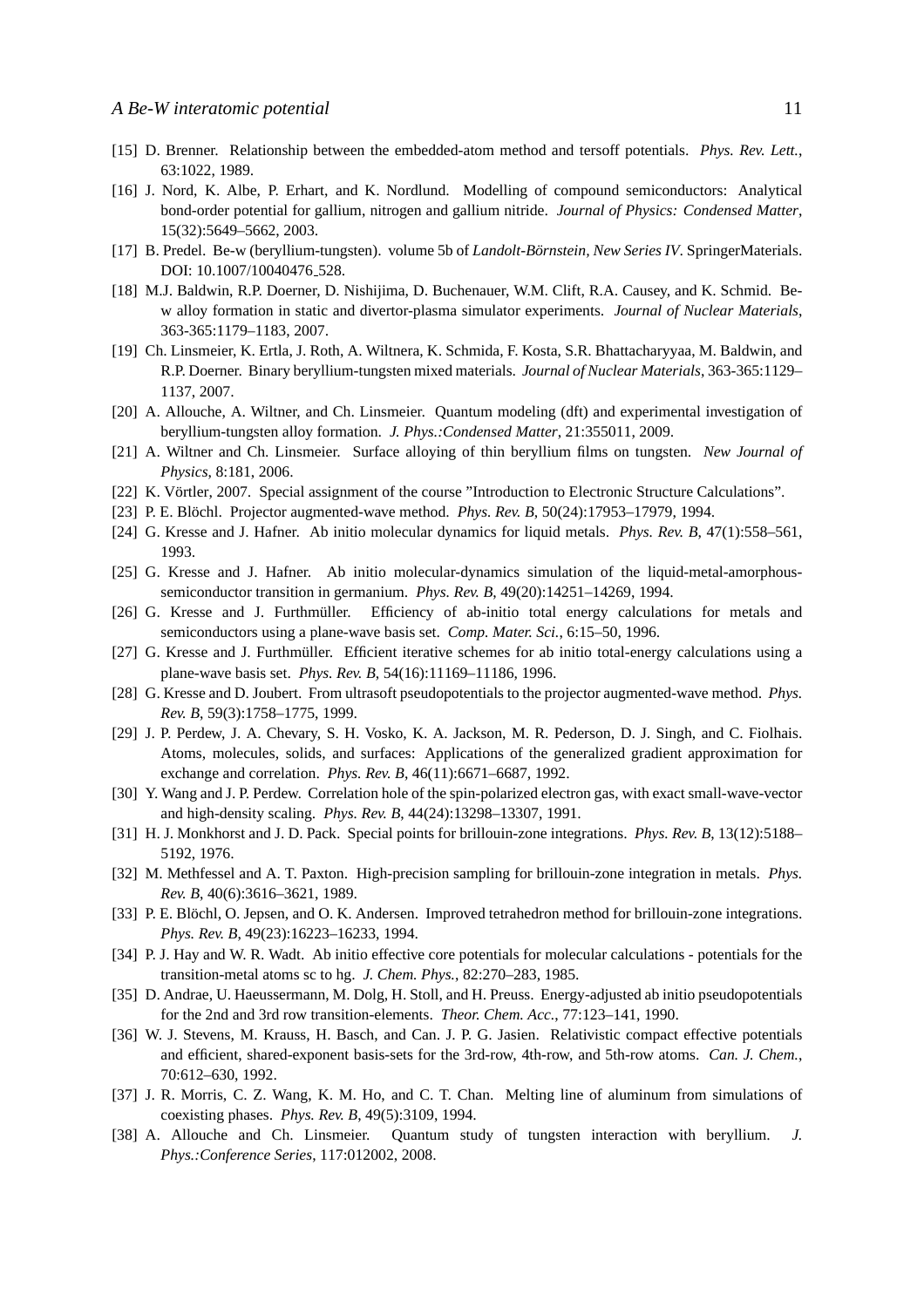[15] D. Brenner. Relationship between the embedded-atom method and tersoff potentials. *Phys. Rev. Lett.*, 63:1022, 1989.

[16] J. Nord, K. Albe, P. Erhart, and K. Nordlund. Modelling of compound semiconductors: Analytical bond-order potential for gallium, nitrogen and gallium nitride. *Journal of Physics: Condensed Matter*, 15(32):5649–5662, 2003.

[17] B. Predel. Be-w (beryllium-tungsten). volume 5b of *Landolt-Börnstein, New Series IV*. SpringerMaterials. DOI: 10.1007/10040476_528.

[18] M.J. Baldwin, R.P. Doerner, D. Nishijima, D. Buchenauer, W.M. Clift, R.A. Causey, and K. Schmid. Be-w alloy formation in static and divertor-plasma simulator experiments. *Journal of Nuclear Materials*, 363-365:1179–1183, 2007.

[19] Ch. Linsmeier, K. Ertla, J. Roth, A. Wiltnera, K. Schmida, F. Kosta, S.R. Bhattacharyyaa, M. Baldwin, and R.P. Doerner. Binary beryllium-tungsten mixed materials. *Journal of Nuclear Materials*, 363-365:1129–1137, 2007.

[20] A. Allouche, A. Wiltner, and Ch. Linsmeier. Quantum modeling (dft) and experimental investigation of beryllium-tungsten alloy formation. *J. Phys.:Condensed Matter*, 21:355011, 2009.

[21] A. Wiltner and Ch. Linsmeier. Surface alloying of thin beryllium films on tungsten. *New Journal of Physics*, 8:181, 2006.

[22] K. Vörtler, 2007. Special assignment of the course "Introduction to Electronic Structure Calculations".

[23] P. E. Blöchl. Projector augmented-wave method. *Phys. Rev. B*, 50(24):17953–17979, 1994.

[24] G. Kresse and J. Hafner. Ab initio molecular dynamics for liquid metals. *Phys. Rev. B*, 47(1):558–561, 1993.

[25] G. Kresse and J. Hafner. Ab initio molecular-dynamics simulation of the liquid-metal-amorphous-semiconductor transition in germanium. *Phys. Rev. B*, 49(20):14251–14269, 1994.

[26] G. Kresse and J. Furthmüller. Efficiency of ab-initio total energy calculations for metals and semiconductors using a plane-wave basis set. *Comp. Mater. Sci.*, 6:15–50, 1996.

[27] G. Kresse and J. Furthmüller. Efficient iterative schemes for ab initio total-energy calculations using a plane-wave basis set. *Phys. Rev. B*, 54(16):11169–11186, 1996.

[28] G. Kresse and D. Joubert. From ultrasoft pseudopotentials to the projector augmented-wave method. *Phys. Rev. B*, 59(3):1758–1775, 1999.

[29] J. P. Perdew, J. A. Chevary, S. H. Vosko, K. A. Jackson, M. R. Pederson, D. J. Singh, and C. Fiolhais. Atoms, molecules, solids, and surfaces: Applications of the generalized gradient approximation for exchange and correlation. *Phys. Rev. B*, 46(11):6671–6687, 1992.

[30] Y. Wang and J. P. Perdew. Correlation hole of the spin-polarized electron gas, with exact small-wave-vector and high-density scaling. *Phys. Rev. B*, 44(24):13298–13307, 1991.

[31] H. J. Monkhorst and J. D. Pack. Special points for brillouin-zone integrations. *Phys. Rev. B*, 13(12):5188–5192, 1976.

[32] M. Methfessel and A. T. Paxton. High-precision sampling for brillouin-zone integration in metals. *Phys. Rev. B*, 40(6):3616–3621, 1989.

[33] P. E. Blöchl, O. Jepsen, and O. K. Andersen. Improved tetrahedron method for brillouin-zone integrations. *Phys. Rev. B*, 49(23):16223–16233, 1994.

[34] P. J. Hay and W. R. Wadt. Ab initio effective core potentials for molecular calculations - potentials for the transition-metal atoms sc to hg. *J. Chem. Phys.*, 82:270–283, 1985.

[35] D. Andrae, U. Haeussermann, M. Dolg, H. Stoll, and H. Preuss. Energy-adjusted ab initio pseudopotentials for the 2nd and 3rd row transition-elements. *Theor. Chem. Acc.*, 77:123–141, 1990.

[36] W. J. Stevens, M. Krauss, H. Basch, and Can. J. P. G. Jasien. Relativistic compact effective potentials and efficient, shared-exponent basis-sets for the 3rd-row, 4th-row, and 5th-row atoms. *Can. J. Chem.*, 70:612–630, 1992.

[37] J. R. Morris, C. Z. Wang, K. M. Ho, and C. T. Chan. Melting line of aluminum from simulations of coexisting phases. *Phys. Rev. B*, 49(5):3109, 1994.

[38] A. Allouche and Ch. Linsmeier. Quantum study of tungsten interaction with beryllium. *J. Phys.:Conference Series*, 117:012002, 2008.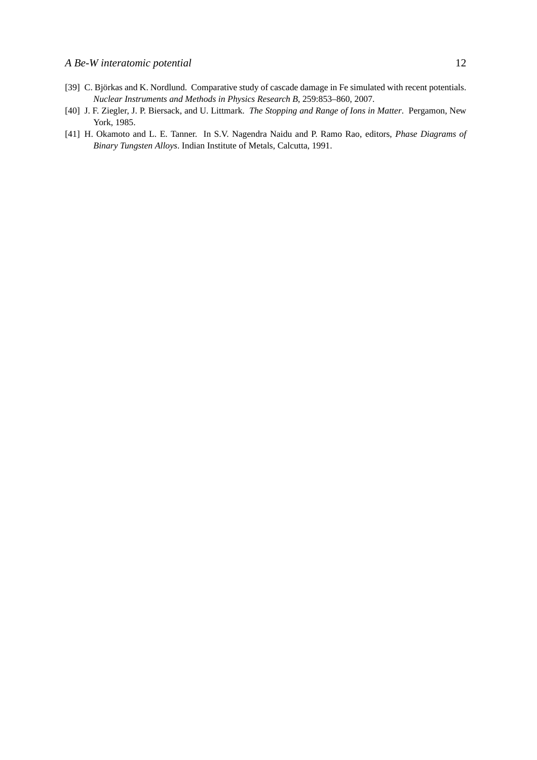[39] C. Björkas and K. Nordlund. Comparative study of cascade damage in Fe simulated with recent potentials. *Nuclear Instruments and Methods in Physics Research B*, 259:853–860, 2007.

[40] J. F. Ziegler, J. P. Biersack, and U. Littmark. *The Stopping and Range of Ions in Matter*. Pergamon, New York, 1985.

[41] H. Okamoto and L. E. Tanner. In S.V. Nagendra Naidu and P. Ramo Rao, editors, *Phase Diagrams of Binary Tungsten Alloys*. Indian Institute of Metals, Calcutta, 1991.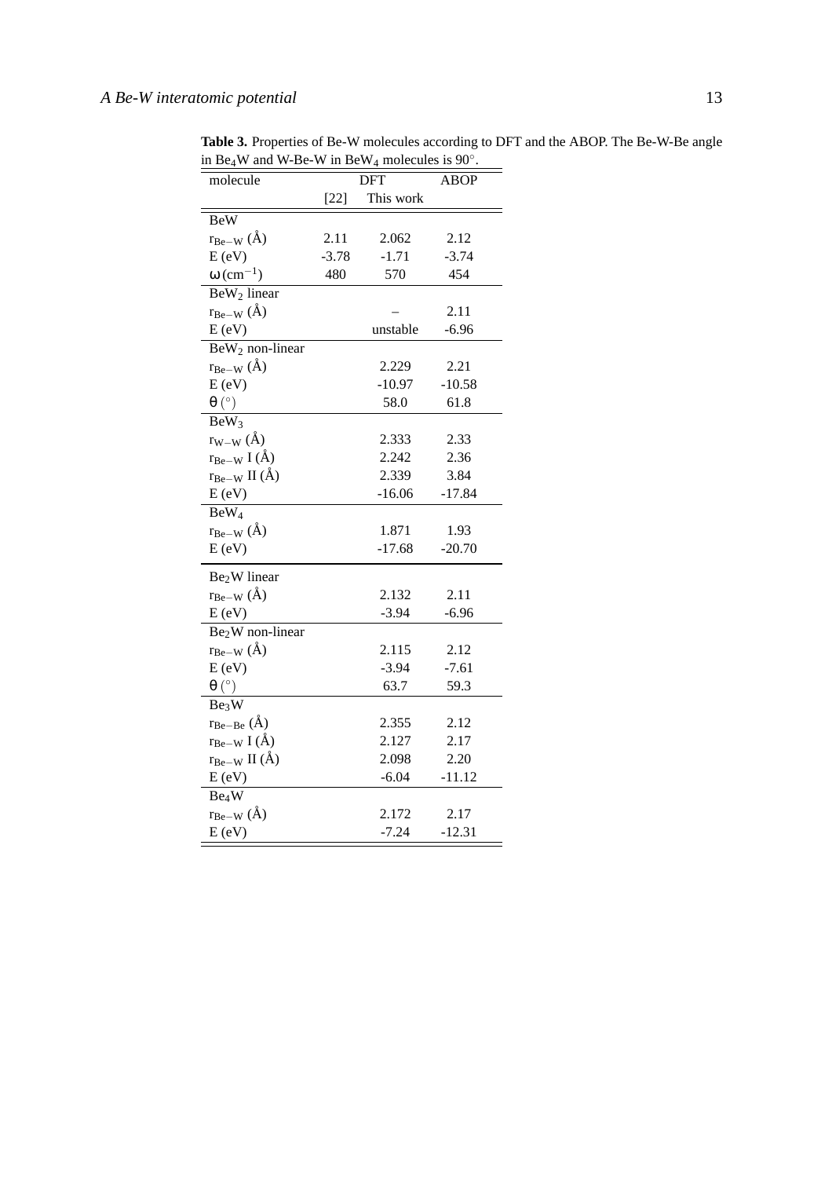**Table 3.** Properties of Be-W molecules according to DFT and the ABOP. The Be-W-Be angle in $Be_4W$ and W-Be-W in $BeW_4$ molecules is 90°.

| molecule | DFT | | ABOP |
|---|---|---|---|
| | [22] | This work | |
| BeW | | | |
| $r_{Be-W}$ (Å) | 2.11 | 2.062 | 2.12 |
| E (eV) | -3.78 | -1.71 | -3.74 |
| $\omega$ ($cm^{-1}$) | 480 | 570 | 454 |
| $BeW_2$ linear | | | |
| $r_{Be-W}$ (Å) | | – | 2.11 |
| E (eV) | | unstable | -6.96 |
| $BeW_2$ non-linear | | | |
| $r_{Be-W}$ (Å) | | 2.229 | 2.21 |
| E (eV) | | -10.97 | -10.58 |
| $\theta$ (°) | | 58.0 | 61.8 |
| $BeW_3$ | | | |
| $r_{W-W}$ (Å) | | 2.333 | 2.33 |
| $r_{Be-W}$ I (Å) | | 2.242 | 2.36 |
| $r_{Be-W}$ II (Å) | | 2.339 | 3.84 |
| E (eV) | | -16.06 | -17.84 |
| $BeW_4$ | | | |
| $r_{Be-W}$ (Å) | | 1.871 | 1.93 |
| E (eV) | | -17.68 | -20.70 |
| $Be_2W$ linear | | | |
| $r_{Be-W}$ (Å) | | 2.132 | 2.11 |
| E (eV) | | -3.94 | -6.96 |
| $Be_2W$ non-linear | | | |
| $r_{Be-W}$ (Å) | | 2.115 | 2.12 |
| E (eV) | | -3.94 | -7.61 |
| $\theta$ (°) | | 63.7 | 59.3 |
| $Be_3W$ | | | |
| $r_{Be-Be}$ (Å) | | 2.355 | 2.12 |
| $r_{Be-W}$ I (Å) | | 2.127 | 2.17 |
| $r_{Be-W}$ II (Å) | | 2.098 | 2.20 |
| E (eV) | | -6.04 | -11.12 |
| $Be_4W$ | | | |
| $r_{Be-W}$ (Å) | | 2.172 | 2.17 |
| E (eV) | | -7.24 | -12.31 |